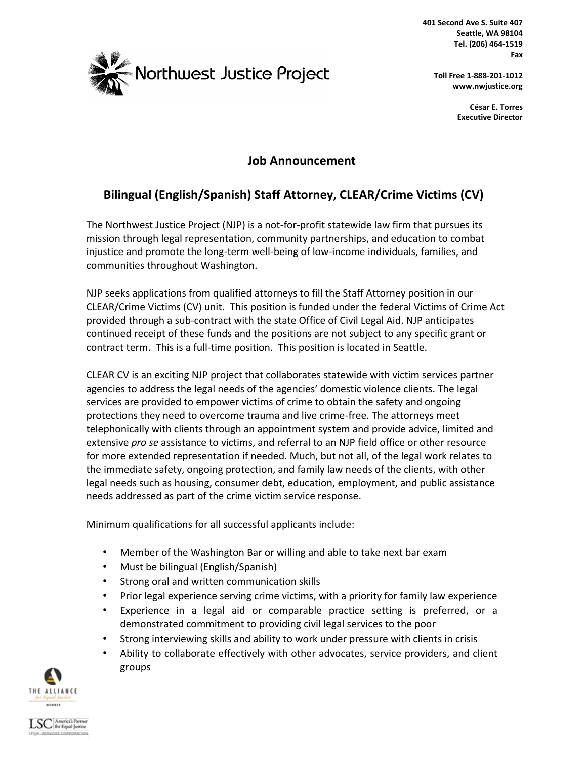Northwest Justice Project

401 Second Ave S. Suite 407
Seattle, WA 98104
Tel. (206) 464-1519
Fax

Toll Free 1-888-201-1012
www.nwjustice.org

César E. Torres
Executive Director

## Job Announcement

## Bilingual (English/Spanish) Staff Attorney, CLEAR/Crime Victims (CV)

The Northwest Justice Project (NJP) is a not-for-profit statewide law firm that pursues its mission through legal representation, community partnerships, and education to combat injustice and promote the long-term well-being of low-income individuals, families, and communities throughout Washington.

NJP seeks applications from qualified attorneys to fill the Staff Attorney position in our CLEAR/Crime Victims (CV) unit. This position is funded under the federal Victims of Crime Act provided through a sub-contract with the state Office of Civil Legal Aid. NJP anticipates continued receipt of these funds and the positions are not subject to any specific grant or contract term. This is a full-time position. This position is located in Seattle.

CLEAR CV is an exciting NJP project that collaborates statewide with victim services partner agencies to address the legal needs of the agencies' domestic violence clients. The legal services are provided to empower victims of crime to obtain the safety and ongoing protections they need to overcome trauma and live crime-free. The attorneys meet telephonically with clients through an appointment system and provide advice, limited and extensive *pro se* assistance to victims, and referral to an NJP field office or other resource for more extended representation if needed. Much, but not all, of the legal work relates to the immediate safety, ongoing protection, and family law needs of the clients, with other legal needs such as housing, consumer debt, education, employment, and public assistance needs addressed as part of the crime victim service response.

Minimum qualifications for all successful applicants include:

- Member of the Washington Bar or willing and able to take next bar exam
- Must be bilingual (English/Spanish)
- Strong oral and written communication skills
- Prior legal experience serving crime victims, with a priority for family law experience
- Experience in a legal aid or comparable practice setting is preferred, or a demonstrated commitment to providing civil legal services to the poor
- Strong interviewing skills and ability to work under pressure with clients in crisis
- Ability to collaborate effectively with other advocates, service providers, and client groups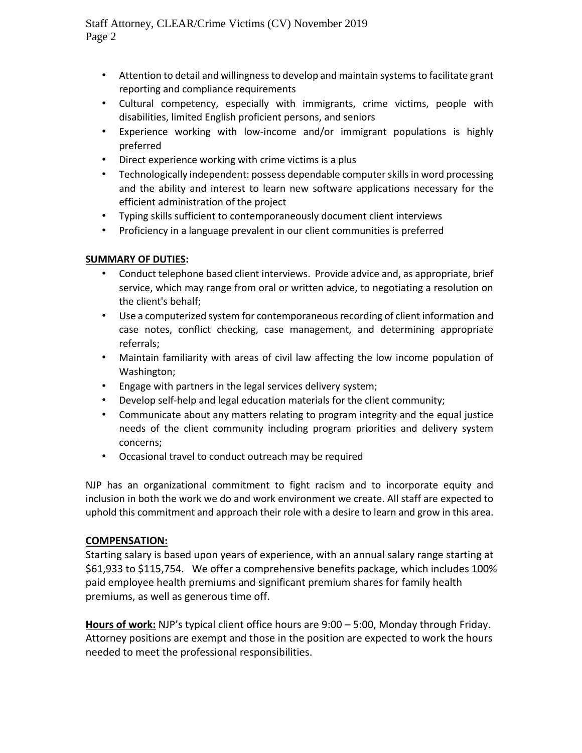- Attention to detail and willingness to develop and maintain systems to facilitate grant reporting and compliance requirements
- Cultural competency, especially with immigrants, crime victims, people with disabilities, limited English proficient persons, and seniors
- Experience working with low-income and/or immigrant populations is highly preferred
- Direct experience working with crime victims is a plus
- Technologically independent: possess dependable computer skills in word processing and the ability and interest to learn new software applications necessary for the efficient administration of the project
- Typing skills sufficient to contemporaneously document client interviews
- Proficiency in a language prevalent in our client communities is preferred

**SUMMARY OF DUTIES:**

- Conduct telephone based client interviews. Provide advice and, as appropriate, brief service, which may range from oral or written advice, to negotiating a resolution on the client's behalf;
- Use a computerized system for contemporaneous recording of client information and case notes, conflict checking, case management, and determining appropriate referrals;
- Maintain familiarity with areas of civil law affecting the low income population of Washington;
- Engage with partners in the legal services delivery system;
- Develop self-help and legal education materials for the client community;
- Communicate about any matters relating to program integrity and the equal justice needs of the client community including program priorities and delivery system concerns;
- Occasional travel to conduct outreach may be required

NJP has an organizational commitment to fight racism and to incorporate equity and inclusion in both the work we do and work environment we create. All staff are expected to uphold this commitment and approach their role with a desire to learn and grow in this area.

**COMPENSATION:**

Starting salary is based upon years of experience, with an annual salary range starting at $61,933 to $115,754. We offer a comprehensive benefits package, which includes 100% paid employee health premiums and significant premium shares for family health premiums, as well as generous time off.

**Hours of work:** NJP's typical client office hours are 9:00 – 5:00, Monday through Friday. Attorney positions are exempt and those in the position are expected to work the hours needed to meet the professional responsibilities.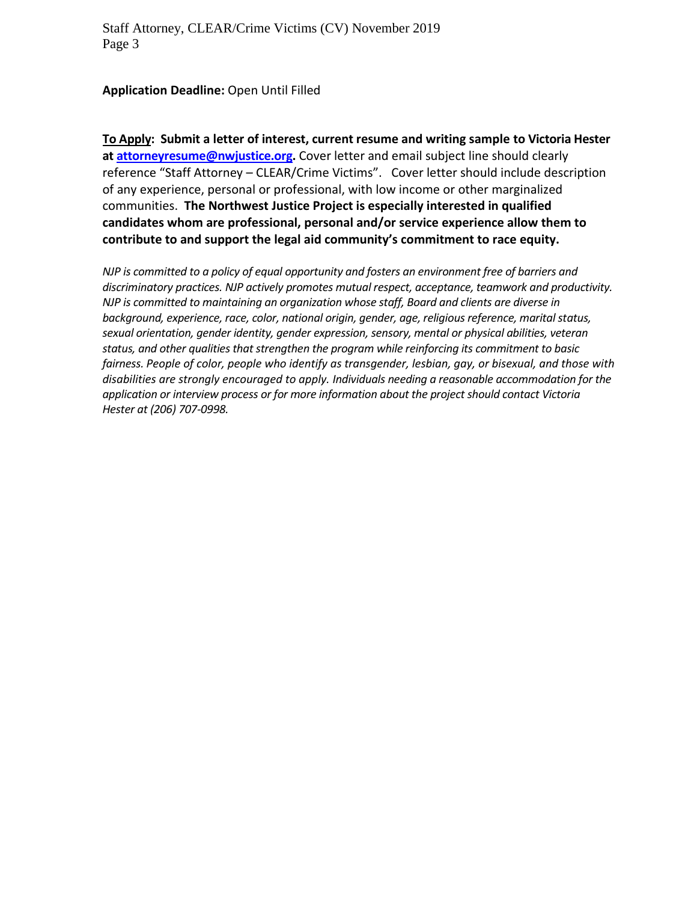**Application Deadline:** Open Until Filled

**To Apply: Submit a letter of interest, current resume and writing sample to Victoria Hester at [attorneyresume@nwjustice.org](mailto:attorneyresume@nwjustice.org).** Cover letter and email subject line should clearly reference "Staff Attorney – CLEAR/Crime Victims". Cover letter should include description of any experience, personal or professional, with low income or other marginalized communities. **The Northwest Justice Project is especially interested in qualified candidates whom are professional, personal and/or service experience allow them to contribute to and support the legal aid community's commitment to race equity.**

*NJP is committed to a policy of equal opportunity and fosters an environment free of barriers and discriminatory practices. NJP actively promotes mutual respect, acceptance, teamwork and productivity. NJP is committed to maintaining an organization whose staff, Board and clients are diverse in background, experience, race, color, national origin, gender, age, religious reference, marital status, sexual orientation, gender identity, gender expression, sensory, mental or physical abilities, veteran status, and other qualities that strengthen the program while reinforcing its commitment to basic fairness. People of color, people who identify as transgender, lesbian, gay, or bisexual, and those with disabilities are strongly encouraged to apply. Individuals needing a reasonable accommodation for the application or interview process or for more information about the project should contact Victoria Hester at (206) 707-0998.*